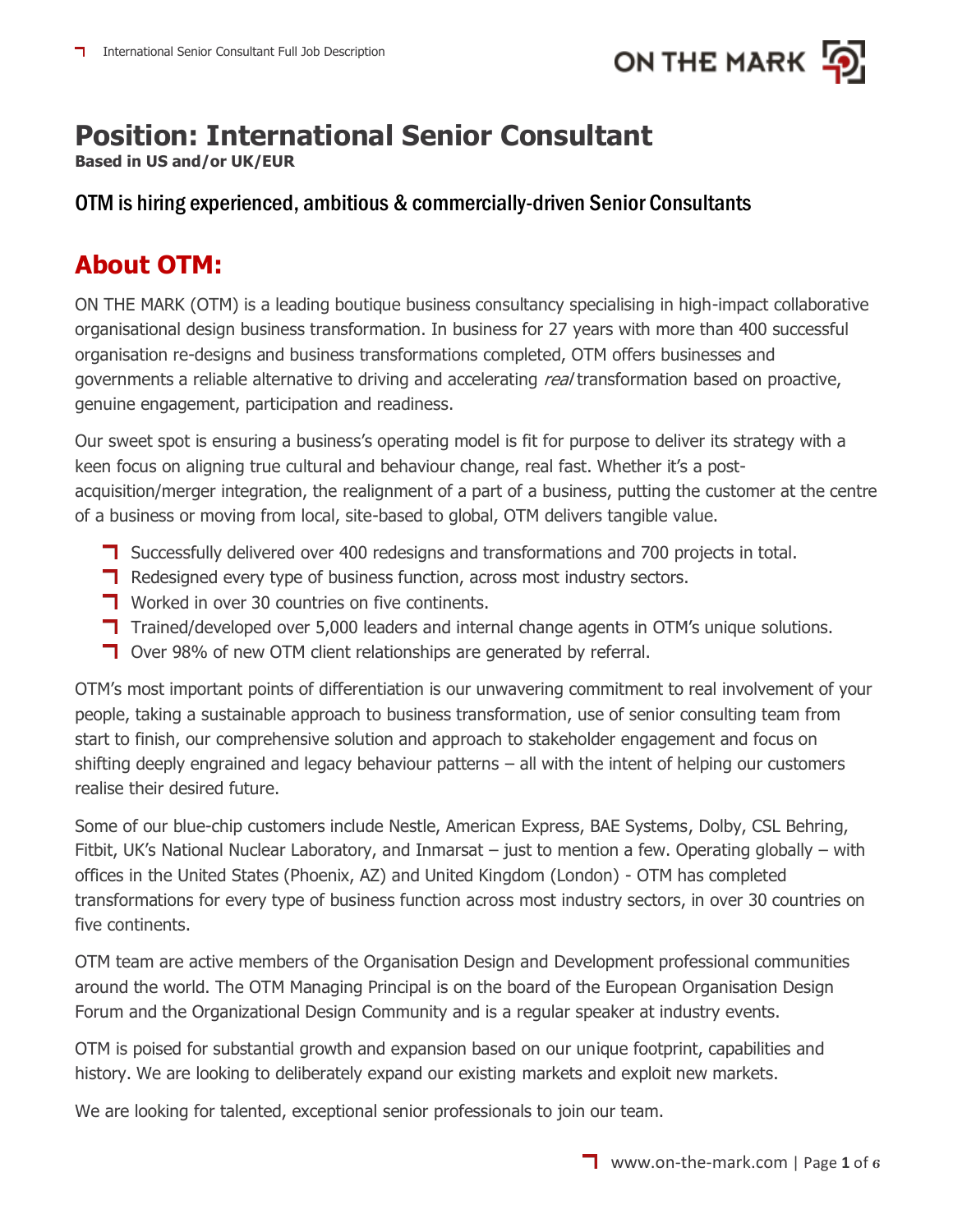# Position: International Senior Consultant

**Based in US and/or UK/EUR**

### OTM is hiring experienced, ambitious & commercially-driven Senior Consultants

## About OTM:

ON THE MARK (OTM) is a leading boutique business consultancy specialising in high-impact collaborative organisational design business transformation. In business for 27 years with more than 400 successful organisation re-designs and business transformations completed, OTM offers businesses and governments a reliable alternative to driving and accelerating *real* transformation based on proactive, genuine engagement, participation and readiness.

Our sweet spot is ensuring a business's operating model is fit for purpose to deliver its strategy with a keen focus on aligning true cultural and behaviour change, real fast. Whether it's a post-acquisition/merger integration, the realignment of a part of a business, putting the customer at the centre of a business or moving from local, site-based to global, OTM delivers tangible value.

- Successfully delivered over 400 redesigns and transformations and 700 projects in total.
- Redesigned every type of business function, across most industry sectors.
- Worked in over 30 countries on five continents.
- Trained/developed over 5,000 leaders and internal change agents in OTM's unique solutions.
- Over 98% of new OTM client relationships are generated by referral.

OTM's most important points of differentiation is our unwavering commitment to real involvement of your people, taking a sustainable approach to business transformation, use of senior consulting team from start to finish, our comprehensive solution and approach to stakeholder engagement and focus on shifting deeply engrained and legacy behaviour patterns – all with the intent of helping our customers realise their desired future.

Some of our blue-chip customers include Nestle, American Express, BAE Systems, Dolby, CSL Behring, Fitbit, UK's National Nuclear Laboratory, and Inmarsat – just to mention a few. Operating globally – with offices in the United States (Phoenix, AZ) and United Kingdom (London) - OTM has completed transformations for every type of business function across most industry sectors, in over 30 countries on five continents.

OTM team are active members of the Organisation Design and Development professional communities around the world. The OTM Managing Principal is on the board of the European Organisation Design Forum and the Organizational Design Community and is a regular speaker at industry events.

OTM is poised for substantial growth and expansion based on our unique footprint, capabilities and history. We are looking to deliberately expand our existing markets and exploit new markets.

We are looking for talented, exceptional senior professionals to join our team.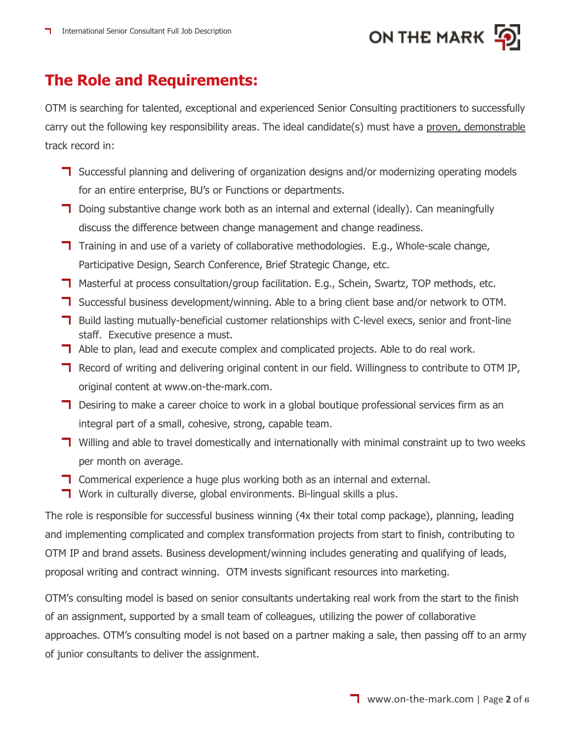## The Role and Requirements:

OTM is searching for talented, exceptional and experienced Senior Consulting practitioners to successfully carry out the following key responsibility areas. The ideal candidate(s) must have a proven, demonstrable track record in:

- Successful planning and delivering of organization designs and/or modernizing operating models for an entire enterprise, BU's or Functions or departments.
- Doing substantive change work both as an internal and external (ideally). Can meaningfully discuss the difference between change management and change readiness.
- Training in and use of a variety of collaborative methodologies. E.g., Whole-scale change, Participative Design, Search Conference, Brief Strategic Change, etc.
- Masterful at process consultation/group facilitation. E.g., Schein, Swartz, TOP methods, etc.
- Successful business development/winning. Able to a bring client base and/or network to OTM.
- Build lasting mutually-beneficial customer relationships with C-level execs, senior and front-line staff. Executive presence a must.
- Able to plan, lead and execute complex and complicated projects. Able to do real work.
- Record of writing and delivering original content in our field. Willingness to contribute to OTM IP, original content at www.on-the-mark.com.
- Desiring to make a career choice to work in a global boutique professional services firm as an integral part of a small, cohesive, strong, capable team.
- Willing and able to travel domestically and internationally with minimal constraint up to two weeks per month on average.
- Commerical experience a huge plus working both as an internal and external.
- Work in culturally diverse, global environments. Bi-lingual skills a plus.

The role is responsible for successful business winning (4x their total comp package), planning, leading and implementing complicated and complex transformation projects from start to finish, contributing to OTM IP and brand assets. Business development/winning includes generating and qualifying of leads, proposal writing and contract winning. OTM invests significant resources into marketing.

OTM's consulting model is based on senior consultants undertaking real work from the start to the finish of an assignment, supported by a small team of colleagues, utilizing the power of collaborative approaches. OTM's consulting model is not based on a partner making a sale, then passing off to an army of junior consultants to deliver the assignment.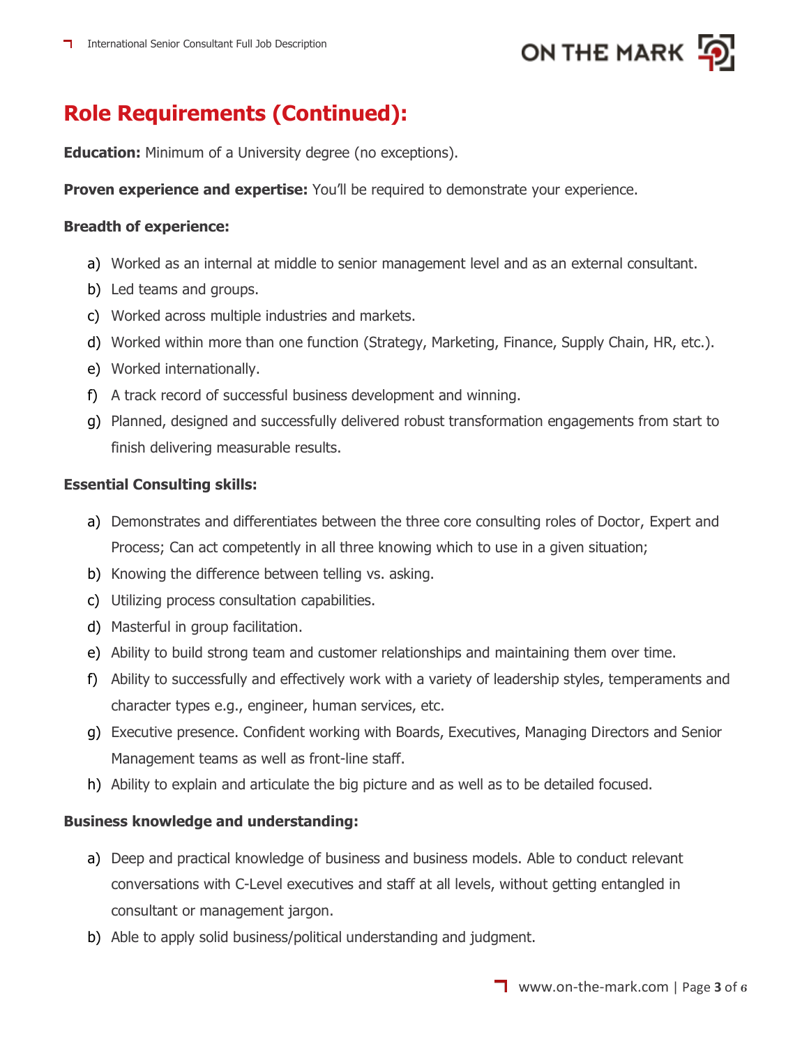## Role Requirements (Continued):

**Education:** Minimum of a University degree (no exceptions).

**Proven experience and expertise:** You'll be required to demonstrate your experience.

**Breadth of experience:**

a) Worked as an internal at middle to senior management level and as an external consultant.
b) Led teams and groups.
c) Worked across multiple industries and markets.
d) Worked within more than one function (Strategy, Marketing, Finance, Supply Chain, HR, etc.).
e) Worked internationally.
f) A track record of successful business development and winning.
g) Planned, designed and successfully delivered robust transformation engagements from start to finish delivering measurable results.

**Essential Consulting skills:**

a) Demonstrates and differentiates between the three core consulting roles of Doctor, Expert and Process; Can act competently in all three knowing which to use in a given situation;
b) Knowing the difference between telling vs. asking.
c) Utilizing process consultation capabilities.
d) Masterful in group facilitation.
e) Ability to build strong team and customer relationships and maintaining them over time.
f) Ability to successfully and effectively work with a variety of leadership styles, temperaments and character types e.g., engineer, human services, etc.
g) Executive presence. Confident working with Boards, Executives, Managing Directors and Senior Management teams as well as front-line staff.
h) Ability to explain and articulate the big picture and as well as to be detailed focused.

**Business knowledge and understanding:**

a) Deep and practical knowledge of business and business models. Able to conduct relevant conversations with C-Level executives and staff at all levels, without getting entangled in consultant or management jargon.
b) Able to apply solid business/political understanding and judgment.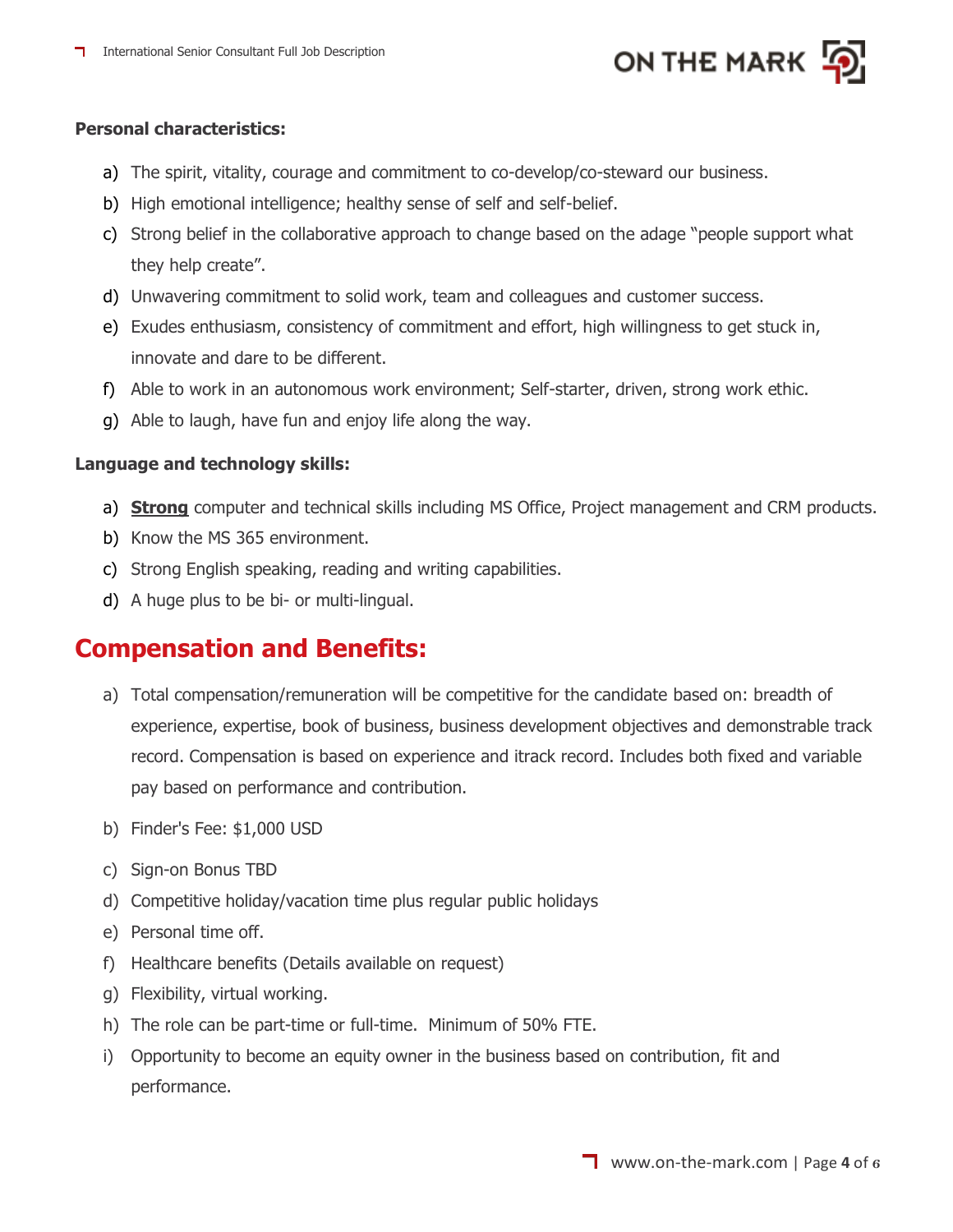**Personal characteristics:**

a) The spirit, vitality, courage and commitment to co-develop/co-steward our business.
b) High emotional intelligence; healthy sense of self and self-belief.
c) Strong belief in the collaborative approach to change based on the adage "people support what they help create".
d) Unwavering commitment to solid work, team and colleagues and customer success.
e) Exudes enthusiasm, consistency of commitment and effort, high willingness to get stuck in, innovate and dare to be different.
f) Able to work in an autonomous work environment; Self-starter, driven, strong work ethic.
g) Able to laugh, have fun and enjoy life along the way.

**Language and technology skills:**

a) **Strong** computer and technical skills including MS Office, Project management and CRM products.
b) Know the MS 365 environment.
c) Strong English speaking, reading and writing capabilities.
d) A huge plus to be bi- or multi-lingual.

## Compensation and Benefits:

a) Total compensation/remuneration will be competitive for the candidate based on: breadth of experience, expertise, book of business, business development objectives and demonstrable track record. Compensation is based on experience and itrack record. Includes both fixed and variable pay based on performance and contribution.

b) Finder's Fee: $1,000 USD

c) Sign-on Bonus TBD
d) Competitive holiday/vacation time plus regular public holidays
e) Personal time off.
f) Healthcare benefits (Details available on request)
g) Flexibility, virtual working.
h) The role can be part-time or full-time. Minimum of 50% FTE.
i) Opportunity to become an equity owner in the business based on contribution, fit and performance.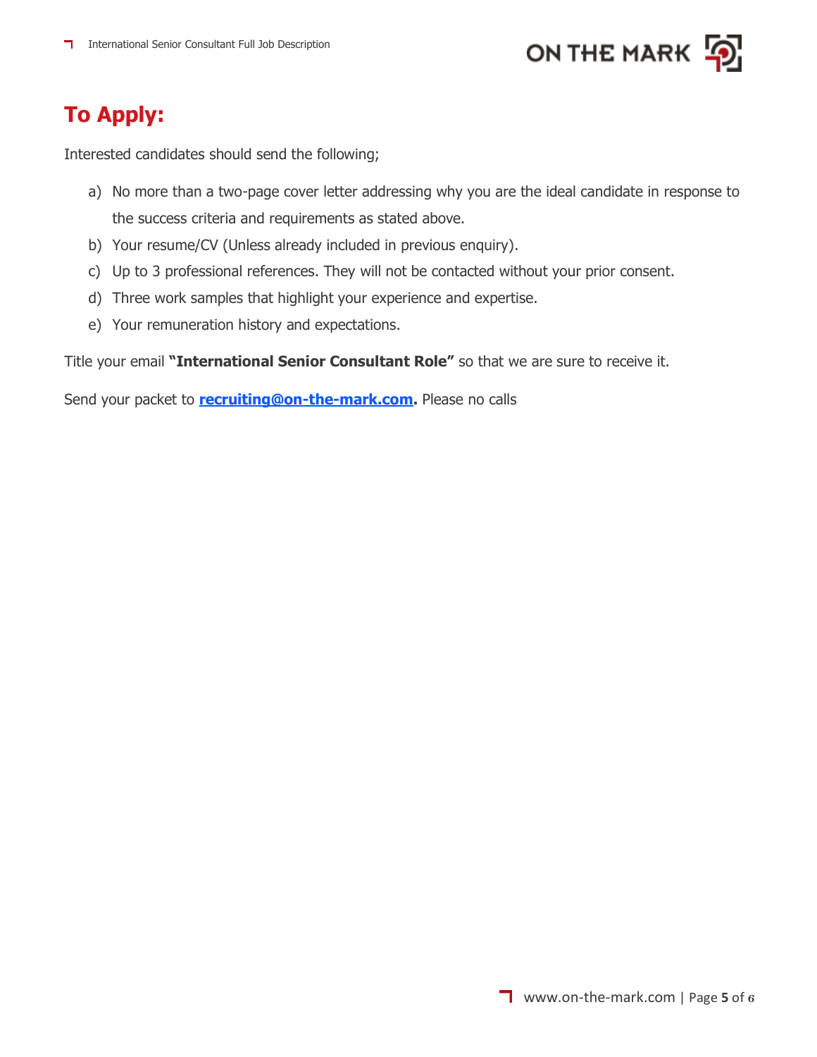## To Apply:

Interested candidates should send the following;

a) No more than a two-page cover letter addressing why you are the ideal candidate in response to the success criteria and requirements as stated above.
b) Your resume/CV (Unless already included in previous enquiry).
c) Up to 3 professional references. They will not be contacted without your prior consent.
d) Three work samples that highlight your experience and expertise.
e) Your remuneration history and expectations.

Title your email **"International Senior Consultant Role"** so that we are sure to receive it.

Send your packet to **recruiting@on-the-mark.com.** Please no calls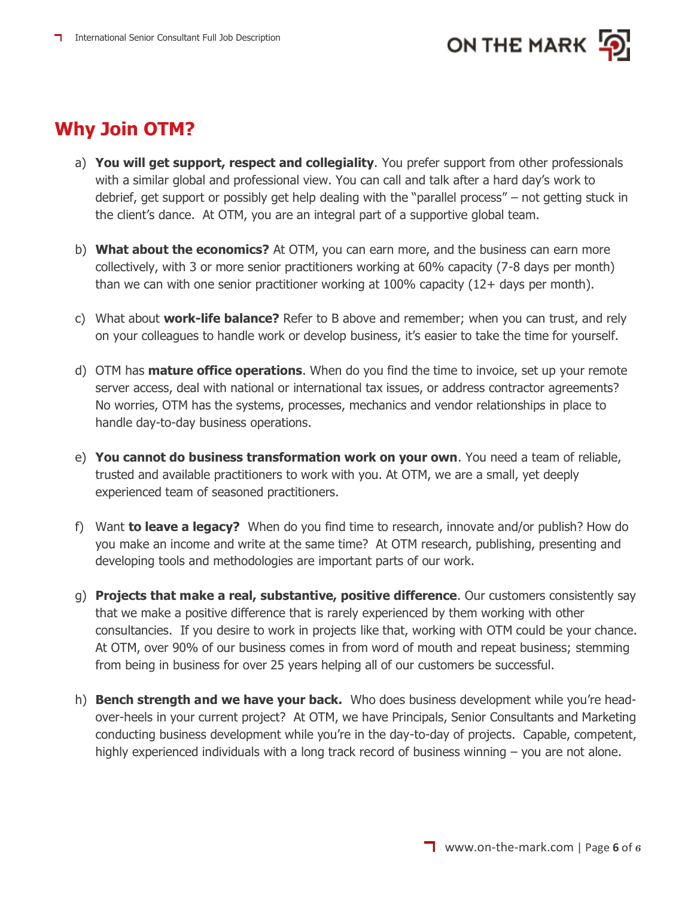## Why Join OTM?

a) **You will get support, respect and collegiality**. You prefer support from other professionals with a similar global and professional view. You can call and talk after a hard day's work to debrief, get support or possibly get help dealing with the "parallel process" – not getting stuck in the client's dance. At OTM, you are an integral part of a supportive global team.

b) **What about the economics?** At OTM, you can earn more, and the business can earn more collectively, with 3 or more senior practitioners working at 60% capacity (7-8 days per month) than we can with one senior practitioner working at 100% capacity (12+ days per month).

c) What about **work-life balance?** Refer to B above and remember; when you can trust, and rely on your colleagues to handle work or develop business, it's easier to take the time for yourself.

d) OTM has **mature office operations**. When do you find the time to invoice, set up your remote server access, deal with national or international tax issues, or address contractor agreements? No worries, OTM has the systems, processes, mechanics and vendor relationships in place to handle day-to-day business operations.

e) **You cannot do business transformation work on your own**. You need a team of reliable, trusted and available practitioners to work with you. At OTM, we are a small, yet deeply experienced team of seasoned practitioners.

f) Want **to leave a legacy?** When do you find time to research, innovate and/or publish? How do you make an income and write at the same time? At OTM research, publishing, presenting and developing tools and methodologies are important parts of our work.

g) **Projects that make a real, substantive, positive difference**. Our customers consistently say that we make a positive difference that is rarely experienced by them working with other consultancies. If you desire to work in projects like that, working with OTM could be your chance. At OTM, over 90% of our business comes in from word of mouth and repeat business; stemming from being in business for over 25 years helping all of our customers be successful.

h) **Bench strength and we have your back.** Who does business development while you're head-over-heels in your current project? At OTM, we have Principals, Senior Consultants and Marketing conducting business development while you're in the day-to-day of projects. Capable, competent, highly experienced individuals with a long track record of business winning – you are not alone.